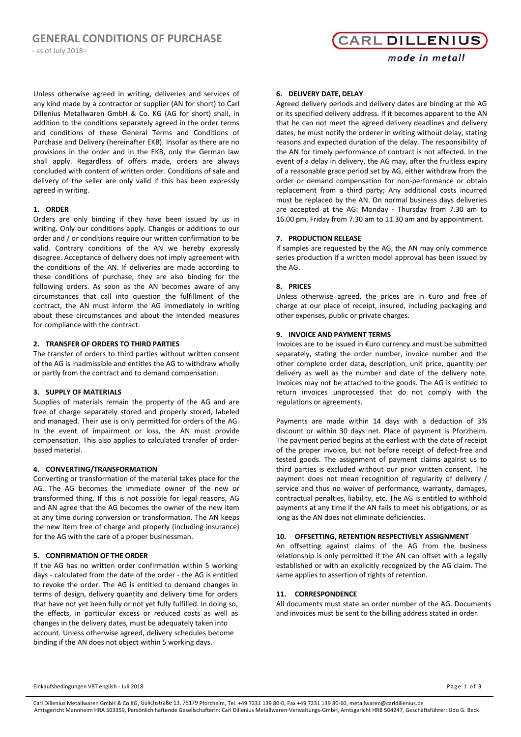# GENERAL CONDITIONS OF PURCHASE

- as of July 2018 -

Unless otherwise agreed in writing, deliveries and services of any kind made by a contractor or supplier (AN for short) to Carl Dillenius Metallwaren GmbH & Co. KG (AG for short) shall, in addition to the conditions separately agreed in the order terms and conditions of these General Terms and Conditions of Purchase and Delivery (hereinafter EKB). Insofar as there are no provisions in the order and in the EKB, only the German law shall apply. Regardless of offers made, orders are always concluded with content of written order. Conditions of sale and delivery of the seller are only valid if this has been expressly agreed in writing.

## 1. ORDER

Orders are only binding if they have been issued by us in writing. Only our conditions apply. Changes or additions to our order and / or conditions require our written confirmation to be valid. Contrary conditions of the AN we hereby expressly disagree. Acceptance of delivery does not imply agreement with the conditions of the AN. If deliveries are made according to these conditions of purchase, they are also binding for the following orders. As soon as the AN becomes aware of any circumstances that call into question the fulfillment of the contract, the AN must inform the AG immediately in writing about these circumstances and about the intended measures for compliance with the contract.

## 2. TRANSFER OF ORDERS TO THIRD PARTIES

The transfer of orders to third parties without written consent of the AG is inadmissible and entitles the AG to withdraw wholly or partly from the contract and to demand compensation.

## 3. SUPPLY OF MATERIALS

Supplies of materials remain the property of the AG and are free of charge separately stored and properly stored, labeled and managed. Their use is only permitted for orders of the AG. In the event of impairment or loss, the AN must provide compensation. This also applies to calculated transfer of order-based material.

## 4. CONVERTING/TRANSFORMATION

Converting or transformation of the material takes place for the AG. The AG becomes the immediate owner of the new or transformed thing. If this is not possible for legal reasons, AG and AN agree that the AG becomes the owner of the new item at any time during conversion or transformation. The AN keeps the new item free of charge and properly (including insurance) for the AG with the care of a proper businessman.

## 5. CONFIRMATION OF THE ORDER

If the AG has no written order confirmation within 5 working days - calculated from the date of the order - the AG is entitled to revoke the order. The AG is entitled to demand changes in terms of design, delivery quantity and delivery time for orders that have not yet been fully or not yet fully fulfilled. In doing so, the effects, in particular excess or reduced costs as well as changes in the delivery dates, must be adequately taken into account. Unless otherwise agreed, delivery schedules become binding if the AN does not object within 5 working days.

## 6. DELIVERY DATE, DELAY

Agreed delivery periods and delivery dates are binding at the AG or its specified delivery address. If it becomes apparent to the AN that he can not meet the agreed delivery deadlines and delivery dates, he must notify the orderer in writing without delay, stating reasons and expected duration of the delay. The responsibility of the AN for timely performance of contract is not affected. In the event of a delay in delivery, the AG may, after the fruitless expiry of a reasonable grace period set by AG, either withdraw from the order or demand compensation for non-performance or obtain replacement from a third party; Any additional costs incurred must be replaced by the AN. On normal business days deliveries are accepted at the AG: Monday - Thursday from 7.30 am to 16.00 pm, Friday from 7.30 am to 11.30 am and by appointment.

## 7. PRODUCTION RELEASE

If samples are requested by the AG, the AN may only commence series production if a written model approval has been issued by the AG.

## 8. PRICES

Unless otherwise agreed, the prices are in €uro and free of charge at our place of receipt, insured, including packaging and other expenses, public or private charges.

## 9. INVOICE AND PAYMENT TERMS

Invoices are to be issued in €uro currency and must be submitted separately, stating the order number, invoice number and the other complete order data, description, unit price, quantity per delivery as well as the number and date of the delivery note. Invoices may not be attached to the goods. The AG is entitled to return invoices unprocessed that do not comply with the regulations or agreements.

Payments are made within 14 days with a deduction of 3% discount or within 30 days net. Place of payment is Pforzheim. The payment period begins at the earliest with the date of receipt of the proper invoice, but not before receipt of defect-free and tested goods. The assignment of payment claims against us to third parties is excluded without our prior written consent. The payment does not mean recognition of regularity of delivery / service and thus no waiver of performance, warranty, damages, contractual penalties, liability, etc. The AG is entitled to withhold payments at any time if the AN fails to meet his obligations, or as long as the AN does not eliminate deficiencies.

## 10. OFFSETTING, RETENTION RESPECTIVELY ASSIGNMENT

An offsetting against claims of the AG from the business relationship is only permitted if the AN can offset with a legally established or with an explicitly recognized by the AG claim. The same applies to assertion of rights of retention.

## 11. CORRESPONDENCE

All documents must state an order number of the AG. Documents and invoices must be sent to the billing address stated in order.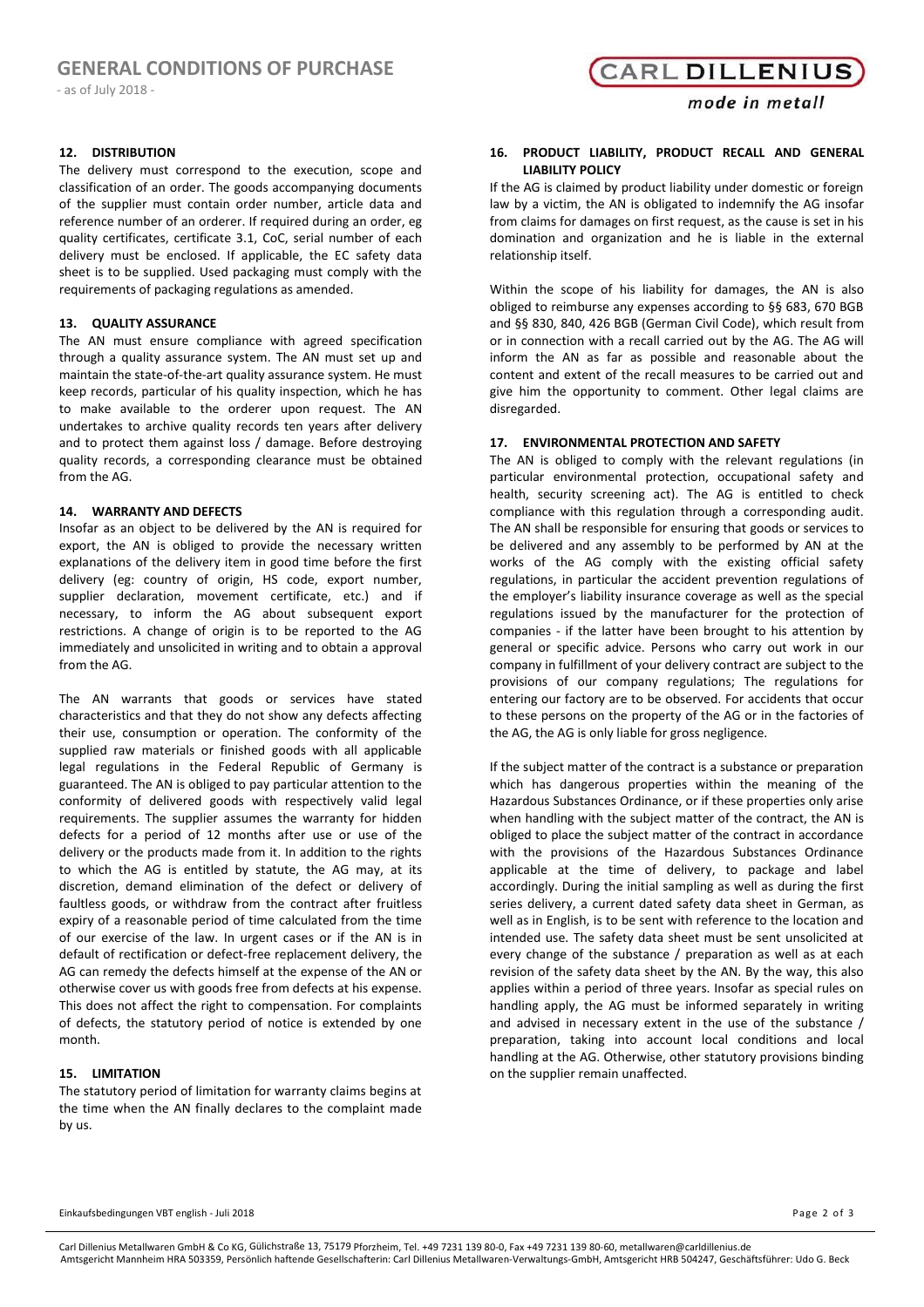## 12. DISTRIBUTION

The delivery must correspond to the execution, scope and classification of an order. The goods accompanying documents of the supplier must contain order number, article data and reference number of an orderer. If required during an order, eg quality certificates, certificate 3.1, CoC, serial number of each delivery must be enclosed. If applicable, the EC safety data sheet is to be supplied. Used packaging must comply with the requirements of packaging regulations as amended.

## 13. QUALITY ASSURANCE

The AN must ensure compliance with agreed specification through a quality assurance system. The AN must set up and maintain the state-of-the-art quality assurance system. He must keep records, particular of his quality inspection, which he has to make available to the orderer upon request. The AN undertakes to archive quality records ten years after delivery and to protect them against loss / damage. Before destroying quality records, a corresponding clearance must be obtained from the AG.

## 14. WARRANTY AND DEFECTS

Insofar as an object to be delivered by the AN is required for export, the AN is obliged to provide the necessary written explanations of the delivery item in good time before the first delivery (eg: country of origin, HS code, export number, supplier declaration, movement certificate, etc.) and if necessary, to inform the AG about subsequent export restrictions. A change of origin is to be reported to the AG immediately and unsolicited in writing and to obtain a approval from the AG.

The AN warrants that goods or services have stated characteristics and that they do not show any defects affecting their use, consumption or operation. The conformity of the supplied raw materials or finished goods with all applicable legal regulations in the Federal Republic of Germany is guaranteed. The AN is obliged to pay particular attention to the conformity of delivered goods with respectively valid legal requirements. The supplier assumes the warranty for hidden defects for a period of 12 months after use or use of the delivery or the products made from it. In addition to the rights to which the AG is entitled by statute, the AG may, at its discretion, demand elimination of the defect or delivery of faultless goods, or withdraw from the contract after fruitless expiry of a reasonable period of time calculated from the time of our exercise of the law. In urgent cases or if the AN is in default of rectification or defect-free replacement delivery, the AG can remedy the defects himself at the expense of the AN or otherwise cover us with goods free from defects at his expense. This does not affect the right to compensation. For complaints of defects, the statutory period of notice is extended by one month.

## 15. LIMITATION

The statutory period of limitation for warranty claims begins at the time when the AN finally declares to the complaint made by us.

## 16. PRODUCT LIABILITY, PRODUCT RECALL AND GENERAL LIABILITY POLICY

If the AG is claimed by product liability under domestic or foreign law by a victim, the AN is obligated to indemnify the AG insofar from claims for damages on first request, as the cause is set in his domination and organization and he is liable in the external relationship itself.

Within the scope of his liability for damages, the AN is also obliged to reimburse any expenses according to §§ 683, 670 BGB and §§ 830, 840, 426 BGB (German Civil Code), which result from or in connection with a recall carried out by the AG. The AG will inform the AN as far as possible and reasonable about the content and extent of the recall measures to be carried out and give him the opportunity to comment. Other legal claims are disregarded.

## 17. ENVIRONMENTAL PROTECTION AND SAFETY

The AN is obliged to comply with the relevant regulations (in particular environmental protection, occupational safety and health, security screening act). The AG is entitled to check compliance with this regulation through a corresponding audit. The AN shall be responsible for ensuring that goods or services to be delivered and any assembly to be performed by AN at the works of the AG comply with the existing official safety regulations, in particular the accident prevention regulations of the employer's liability insurance coverage as well as the special regulations issued by the manufacturer for the protection of companies - if the latter have been brought to his attention by general or specific advice. Persons who carry out work in our company in fulfillment of your delivery contract are subject to the provisions of our company regulations; The regulations for entering our factory are to be observed. For accidents that occur to these persons on the property of the AG or in the factories of the AG, the AG is only liable for gross negligence.

If the subject matter of the contract is a substance or preparation which has dangerous properties within the meaning of the Hazardous Substances Ordinance, or if these properties only arise when handling with the subject matter of the contract, the AN is obliged to place the subject matter of the contract in accordance with the provisions of the Hazardous Substances Ordinance applicable at the time of delivery, to package and label accordingly. During the initial sampling as well as during the first series delivery, a current dated safety data sheet in German, as well as in English, is to be sent with reference to the location and intended use. The safety data sheet must be sent unsolicited at every change of the substance / preparation as well as at each revision of the safety data sheet by the AN. By the way, this also applies within a period of three years. Insofar as special rules on handling apply, the AG must be informed separately in writing and advised in necessary extent in the use of the substance / preparation, taking into account local conditions and local handling at the AG. Otherwise, other statutory provisions binding on the supplier remain unaffected.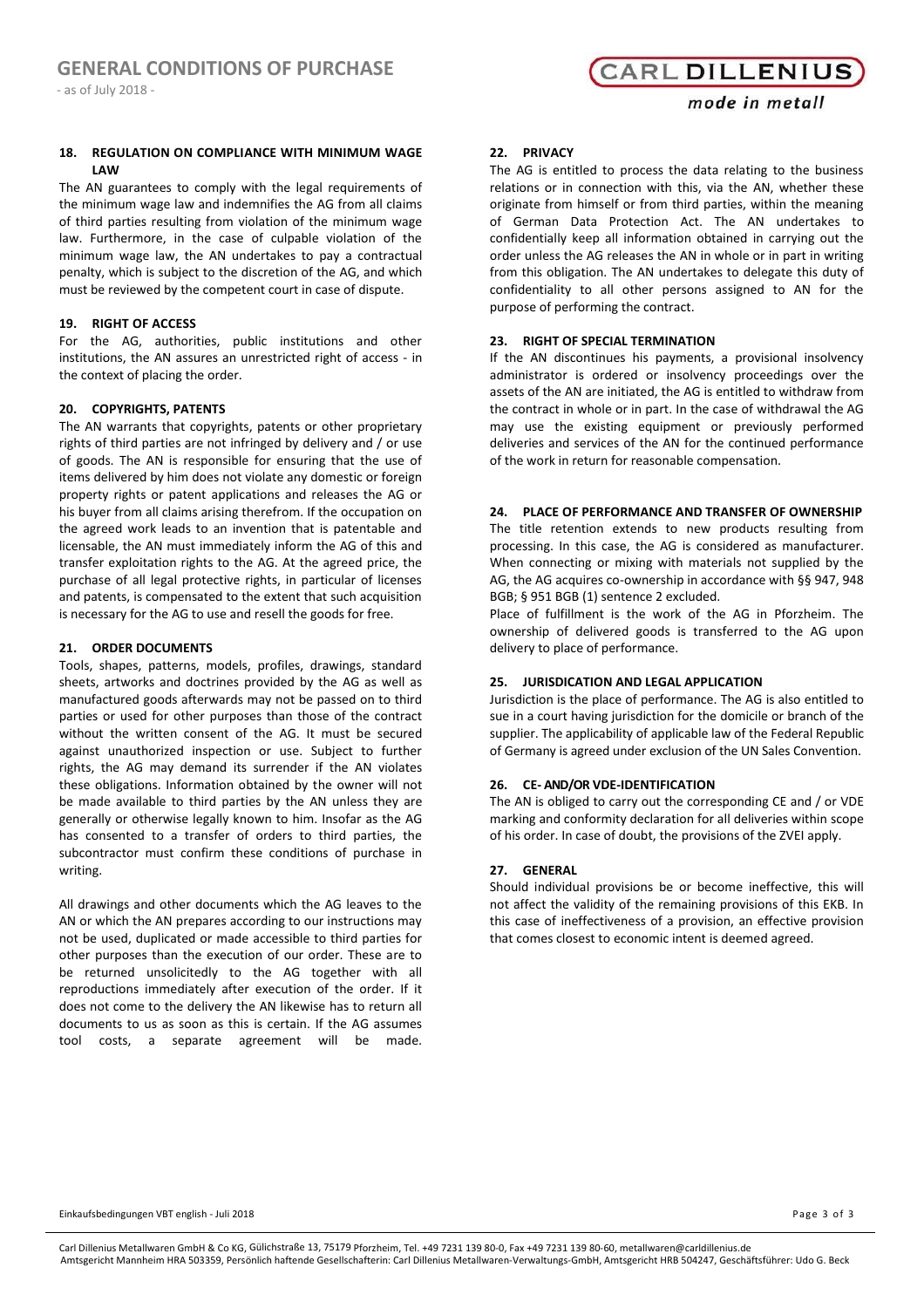## 18. REGULATION ON COMPLIANCE WITH MINIMUM WAGE LAW

The AN guarantees to comply with the legal requirements of the minimum wage law and indemnifies the AG from all claims of third parties resulting from violation of the minimum wage law. Furthermore, in the case of culpable violation of the minimum wage law, the AN undertakes to pay a contractual penalty, which is subject to the discretion of the AG, and which must be reviewed by the competent court in case of dispute.

## 19. RIGHT OF ACCESS

For the AG, authorities, public institutions and other institutions, the AN assures an unrestricted right of access - in the context of placing the order.

## 20. COPYRIGHTS, PATENTS

The AN warrants that copyrights, patents or other proprietary rights of third parties are not infringed by delivery and / or use of goods. The AN is responsible for ensuring that the use of items delivered by him does not violate any domestic or foreign property rights or patent applications and releases the AG or his buyer from all claims arising therefrom. If the occupation on the agreed work leads to an invention that is patentable and licensable, the AN must immediately inform the AG of this and transfer exploitation rights to the AG. At the agreed price, the purchase of all legal protective rights, in particular of licenses and patents, is compensated to the extent that such acquisition is necessary for the AG to use and resell the goods for free.

## 21. ORDER DOCUMENTS

Tools, shapes, patterns, models, profiles, drawings, standard sheets, artworks and doctrines provided by the AG as well as manufactured goods afterwards may not be passed on to third parties or used for other purposes than those of the contract without the written consent of the AG. It must be secured against unauthorized inspection or use. Subject to further rights, the AG may demand its surrender if the AN violates these obligations. Information obtained by the owner will not be made available to third parties by the AN unless they are generally or otherwise legally known to him. Insofar as the AG has consented to a transfer of orders to third parties, the subcontractor must confirm these conditions of purchase in writing.

All drawings and other documents which the AG leaves to the AN or which the AN prepares according to our instructions may not be used, duplicated or made accessible to third parties for other purposes than the execution of our order. These are to be returned unsolicitedly to the AG together with all reproductions immediately after execution of the order. If it does not come to the delivery the AN likewise has to return all documents to us as soon as this is certain. If the AG assumes tool costs, a separate agreement will be made.

## 22. PRIVACY

The AG is entitled to process the data relating to the business relations or in connection with this, via the AN, whether these originate from himself or from third parties, within the meaning of German Data Protection Act. The AN undertakes to confidentially keep all information obtained in carrying out the order unless the AG releases the AN in whole or in part in writing from this obligation. The AN undertakes to delegate this duty of confidentiality to all other persons assigned to AN for the purpose of performing the contract.

## 23. RIGHT OF SPECIAL TERMINATION

If the AN discontinues his payments, a provisional insolvency administrator is ordered or insolvency proceedings over the assets of the AN are initiated, the AG is entitled to withdraw from the contract in whole or in part. In the case of withdrawal the AG may use the existing equipment or previously performed deliveries and services of the AN for the continued performance of the work in return for reasonable compensation.

## 24. PLACE OF PERFORMANCE AND TRANSFER OF OWNERSHIP

The title retention extends to new products resulting from processing. In this case, the AG is considered as manufacturer. When connecting or mixing with materials not supplied by the AG, the AG acquires co-ownership in accordance with §§ 947, 948 BGB; § 951 BGB (1) sentence 2 excluded.

Place of fulfillment is the work of the AG in Pforzheim. The ownership of delivered goods is transferred to the AG upon delivery to place of performance.

## 25. JURISDICTION AND LEGAL APPLICATION

Jurisdiction is the place of performance. The AG is also entitled to sue in a court having jurisdiction for the domicile or branch of the supplier. The applicability of applicable law of the Federal Republic of Germany is agreed under exclusion of the UN Sales Convention.

## 26. CE- AND/OR VDE-IDENTIFICATION

The AN is obliged to carry out the corresponding CE and / or VDE marking and conformity declaration for all deliveries within scope of his order. In case of doubt, the provisions of the ZVEI apply.

## 27. GENERAL

Should individual provisions be or become ineffective, this will not affect the validity of the remaining provisions of this EKB. In this case of ineffectiveness of a provision, an effective provision that comes closest to economic intent is deemed agreed.